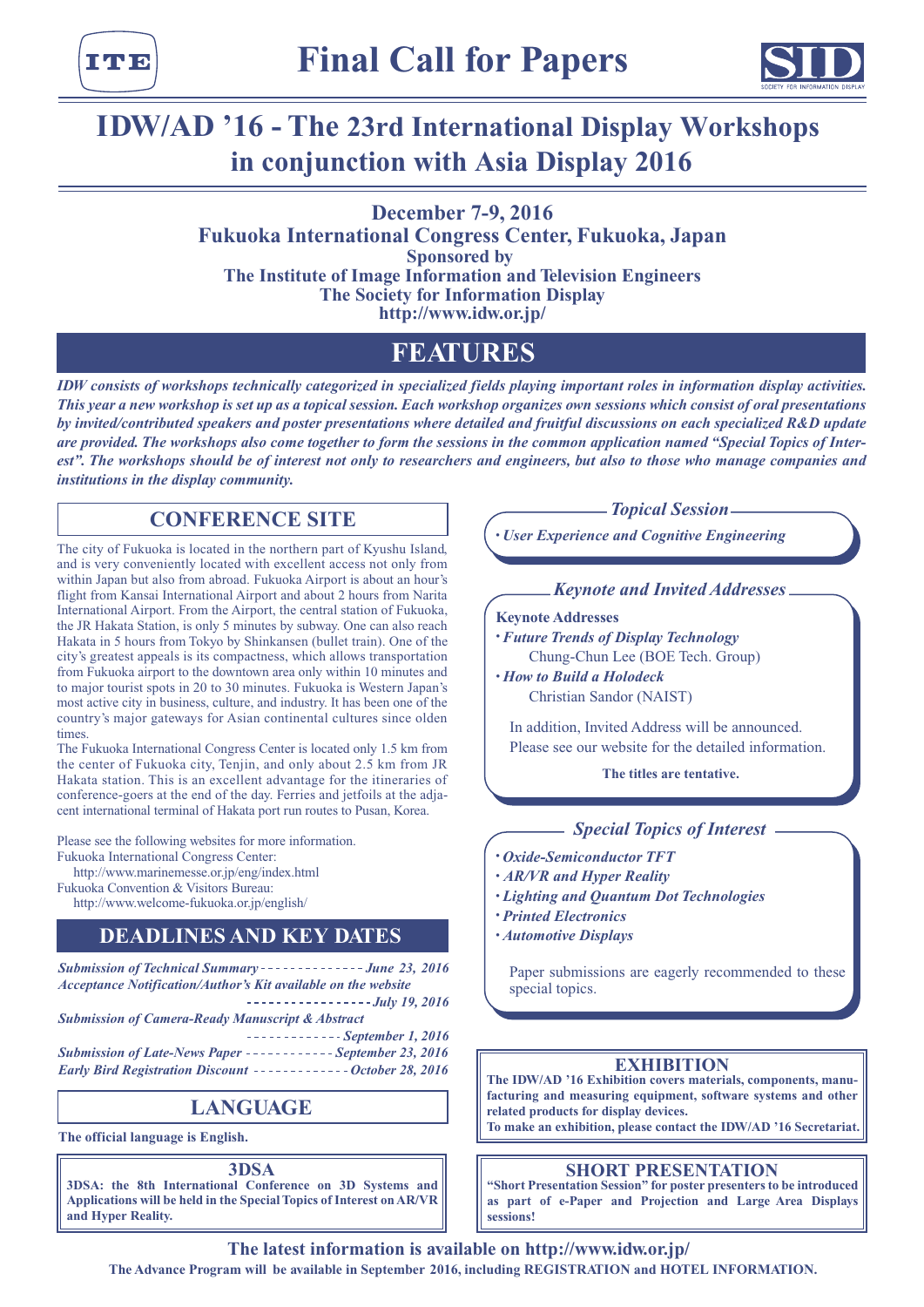# Final Call for Papers

# IDW/AD '16 - The 23rd International Display Workshops in conjunction with Asia Display 2016

**December 7-9, 2016**
**Fukuoka International Congress Center, Fukuoka, Japan**
**Sponsored by**
**The Institute of Image Information and Television Engineers**
**The Society for Information Display**
**http://www.idw.or.jp/**

## FEATURES

***IDW consists of workshops technically categorized in specialized fields playing important roles in information display activities. This year a new workshop is set up as a topical session. Each workshop organizes own sessions which consist of oral presentations by invited/contributed speakers and poster presentations where detailed and fruitful discussions on each specialized R&D update are provided. The workshops also come together to form the sessions in the common application named "Special Topics of Interest". The workshops should be of interest not only to researchers and engineers, but also to those who manage companies and institutions in the display community.***

## CONFERENCE SITE

The city of Fukuoka is located in the northern part of Kyushu Island, and is very conveniently located with excellent access not only from within Japan but also from abroad. Fukuoka Airport is about an hour's flight from Kansai International Airport and about 2 hours from Narita International Airport. From the Airport, the central station of Fukuoka, the JR Hakata Station, is only 5 minutes by subway. One can also reach Hakata in 5 hours from Tokyo by Shinkansen (bullet train). One of the city's greatest appeals is its compactness, which allows transportation from Fukuoka airport to the downtown area only within 10 minutes and to major tourist spots in 20 to 30 minutes. Fukuoka is Western Japan's most active city in business, culture, and industry. It has been one of the country's major gateways for Asian continental cultures since olden times.

The Fukuoka International Congress Center is located only 1.5 km from the center of Fukuoka city, Tenjin, and only about 2.5 km from JR Hakata station. This is an excellent advantage for the itineraries of conference-goers at the end of the day. Ferries and jetfoils at the adjacent international terminal of Hakata port run routes to Pusan, Korea.

Please see the following websites for more information.
Fukuoka International Congress Center:
http://www.marinemesse.or.jp/eng/index.html
Fukuoka Convention & Visitors Bureau:
http://www.welcome-fukuoka.or.jp/english/

## DEADLINES AND KEY DATES

- *Submission of Technical Summary* ---------- *June 23, 2016*
- *Acceptance Notification/Author's Kit available on the website* ---------- *July 19, 2016*
- *Submission of Camera-Ready Manuscript & Abstract* ---------- *September 1, 2016*
- *Submission of Late-News Paper* ---------- *September 23, 2016*
- *Early Bird Registration Discount* ---------- *October 28, 2016*

## LANGUAGE

**The official language is English.**

### 3DSA

**3DSA: the 8th International Conference on 3D Systems and Applications will be held in the Special Topics of Interest on AR/VR and Hyper Reality.**

### *Topical Session*

- *User Experience and Cognitive Engineering*

### *Keynote and Invited Addresses*

**Keynote Addresses**

- *Future Trends of Display Technology*
  Chung-Chun Lee (BOE Tech. Group)
- *How to Build a Holodeck*
  Christian Sandor (NAIST)

In addition, Invited Address will be announced.
Please see our website for the detailed information.

**The titles are tentative.**

### *Special Topics of Interest*

- *Oxide-Semiconductor TFT*
- *AR/VR and Hyper Reality*
- *Lighting and Quantum Dot Technologies*
- *Printed Electronics*
- *Automotive Displays*

Paper submissions are eagerly recommended to these special topics.

### EXHIBITION

**The IDW/AD '16 Exhibition covers materials, components, manufacturing and measuring equipment, software systems and other related products for display devices.**
**To make an exhibition, please contact the IDW/AD '16 Secretariat.**

### SHORT PRESENTATION

**"Short Presentation Session" for poster presenters to be introduced as part of e-Paper and Projection and Large Area Displays sessions!**

**The latest information is available on http://www.idw.or.jp/**

**The Advance Program will be available in September 2016, including REGISTRATION and HOTEL INFORMATION.**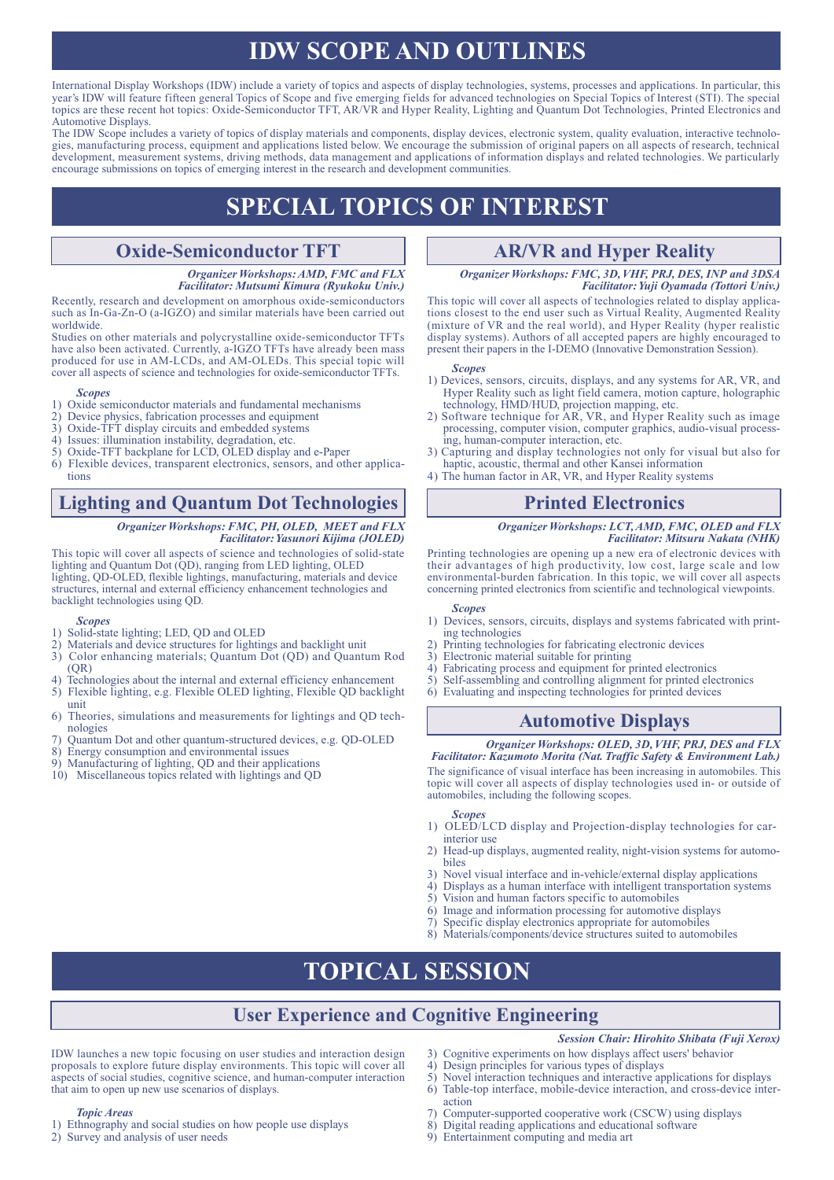# IDW SCOPE AND OUTLINES

International Display Workshops (IDW) include a variety of topics and aspects of display technologies, systems, processes and applications. In particular, this year's IDW will feature fifteen general Topics of Scope and five emerging fields for advanced technologies on Special Topics of Interest (STI). The special topics are these recent hot topics: Oxide-Semiconductor TFT, AR/VR and Hyper Reality, Lighting and Quantum Dot Technologies, Printed Electronics and Automotive Displays.

The IDW Scope includes a variety of topics of display materials and components, display devices, electronic system, quality evaluation, interactive technologies, manufacturing process, equipment and applications listed below. We encourage the submission of original papers on all aspects of research, technical development, measurement systems, driving methods, data management and applications of information displays and related technologies. We particularly encourage submissions on topics of emerging interest in the research and development communities.

# SPECIAL TOPICS OF INTEREST

## Oxide-Semiconductor TFT

*Organizer Workshops: AMD, FMC and FLX*
*Facilitator: Mutsumi Kimura (Ryukoku Univ.)*

Recently, research and development on amorphous oxide-semiconductors such as In-Ga-Zn-O (a-IGZO) and similar materials have been carried out worldwide.

Studies on other materials and polycrystalline oxide-semiconductor TFTs have also been activated. Currently, a-IGZO TFTs have already been mass produced for use in AM-LCDs, and AM-OLEDs. This special topic will cover all aspects of science and technologies for oxide-semiconductor TFTs.

***Scopes***

1) Oxide semiconductor materials and fundamental mechanisms
2) Device physics, fabrication processes and equipment
3) Oxide-TFT display circuits and embedded systems
4) Issues: illumination instability, degradation, etc.
5) Oxide-TFT backplane for LCD, OLED display and e-Paper
6) Flexible devices, transparent electronics, sensors, and other applications

## Lighting and Quantum Dot Technologies

*Organizer Workshops: FMC, PH, OLED, MEET and FLX*
*Facilitator: Yasunori Kijima (JOLED)*

This topic will cover all aspects of science and technologies of solid-state lighting and Quantum Dot (QD), ranging from LED lighting, OLED lighting, QD-OLED, flexible lightings, manufacturing, materials and device structures, internal and external efficiency enhancement technologies and backlight technologies using QD.

***Scopes***

1) Solid-state lighting; LED, QD and OLED
2) Materials and device structures for lightings and backlight unit
3) Color enhancing materials; Quantum Dot (QD) and Quantum Rod (QR)
4) Technologies about the internal and external efficiency enhancement
5) Flexible lighting, e.g. Flexible OLED lighting, Flexible QD backlight unit
6) Theories, simulations and measurements for lightings and QD technologies
7) Quantum Dot and other quantum-structured devices, e.g. QD-OLED
8) Energy consumption and environmental issues
9) Manufacturing of lighting, QD and their applications
10) Miscellaneous topics related with lightings and QD

## AR/VR and Hyper Reality

*Organizer Workshops: FMC, 3D, VHF, PRJ, DES, INP and 3DSA*
*Facilitator: Yuji Oyamada (Tottori Univ.)*

This topic will cover all aspects of technologies related to display applications closest to the end user such as Virtual Reality, Augmented Reality (mixture of VR and the real world), and Hyper Reality (hyper realistic display systems). Authors of all accepted papers are highly encouraged to present their papers in the I-DEMO (Innovative Demonstration Session).

***Scopes***

1) Devices, sensors, circuits, displays, and any systems for AR, VR, and Hyper Reality such as light field camera, motion capture, holographic technology, HMD/HUD, projection mapping, etc.
2) Software technique for AR, VR, and Hyper Reality such as image processing, computer vision, computer graphics, audio-visual processing, human-computer interaction, etc.
3) Capturing and display technologies not only for visual but also for haptic, acoustic, thermal and other Kansei information
4) The human factor in AR, VR, and Hyper Reality systems

## Printed Electronics

*Organizer Workshops: LCT, AMD, FMC, OLED and FLX*
*Facilitator: Mitsuru Nakata (NHK)*

Printing technologies are opening up a new era of electronic devices with their advantages of high productivity, low cost, large scale and low environmental-burden fabrication. In this topic, we will cover all aspects concerning printed electronics from scientific and technological viewpoints.

***Scopes***

1) Devices, sensors, circuits, displays and systems fabricated with printing technologies
2) Printing technologies for fabricating electronic devices
3) Electronic material suitable for printing
4) Fabricating process and equipment for printed electronics
5) Self-assembling and controlling alignment for printed electronics
6) Evaluating and inspecting technologies for printed devices

## Automotive Displays

*Organizer Workshops: OLED, 3D, VHF, PRJ, DES and FLX*
*Facilitator: Kazumoto Morita (Nat. Traffic Safety & Environment Lab.)*

The significance of visual interface has been increasing in automobiles. This topic will cover all aspects of display technologies used in- or outside of automobiles, including the following scopes.

***Scopes***

1) OLED/LCD display and Projection-display technologies for car-interior use
2) Head-up displays, augmented reality, night-vision systems for automobiles
3) Novel visual interface and in-vehicle/external display applications
4) Displays as a human interface with intelligent transportation systems
5) Vision and human factors specific to automobiles
6) Image and information processing for automotive displays
7) Specific display electronics appropriate for automobiles
8) Materials/components/device structures suited to automobiles

# TOPICAL SESSION

## User Experience and Cognitive Engineering

*Session Chair: Hirohito Shibata (Fuji Xerox)*

IDW launches a new topic focusing on user studies and interaction design proposals to explore future display environments. This topic will cover all aspects of social studies, cognitive science, and human-computer interaction that aim to open up new use scenarios of displays.

***Topic Areas***

1) Ethnography and social studies on how people use displays
2) Survey and analysis of user needs
3) Cognitive experiments on how displays affect users' behavior
4) Design principles for various types of displays
5) Novel interaction techniques and interactive applications for displays
6) Table-top interface, mobile-device interaction, and cross-device interaction
7) Computer-supported cooperative work (CSCW) using displays
8) Digital reading applications and educational software
9) Entertainment computing and media art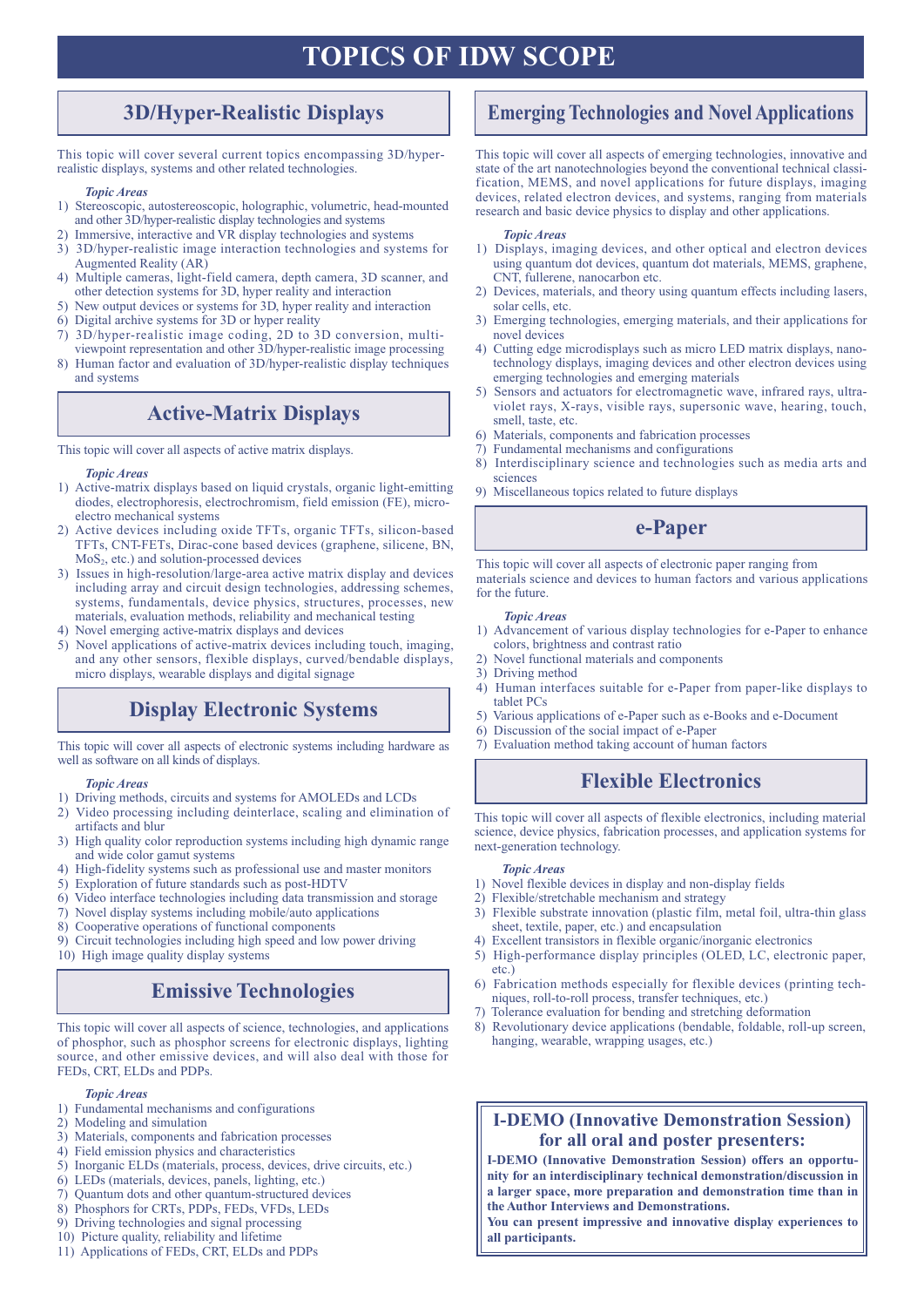# TOPICS OF IDW SCOPE

## 3D/Hyper-Realistic Displays

This topic will cover several current topics encompassing 3D/hyper-realistic displays, systems and other related technologies.

*Topic Areas*

1) Stereoscopic, autostereoscopic, holographic, volumetric, head-mounted and other 3D/hyper-realistic display technologies and systems
2) Immersive, interactive and VR display technologies and systems
3) 3D/hyper-realistic image interaction technologies and systems for Augmented Reality (AR)
4) Multiple cameras, light-field camera, depth camera, 3D scanner, and other detection systems for 3D, hyper reality and interaction
5) New output devices or systems for 3D, hyper reality and interaction
6) Digital archive systems for 3D or hyper reality
7) 3D/hyper-realistic image coding, 2D to 3D conversion, multi-viewpoint representation and other 3D/hyper-realistic image processing
8) Human factor and evaluation of 3D/hyper-realistic display techniques and systems

## Active-Matrix Displays

This topic will cover all aspects of active matrix displays.

*Topic Areas*

1) Active-matrix displays based on liquid crystals, organic light-emitting diodes, electrophoresis, electrochromism, field emission (FE), micro-electro mechanical systems
2) Active devices including oxide TFTs, organic TFTs, silicon-based TFTs, CNT-FETs, Dirac-cone based devices (graphene, silicene, BN, $MoS_2$, etc.) and solution-processed devices
3) Issues in high-resolution/large-area active matrix display and devices including array and circuit design technologies, addressing schemes, systems, fundamentals, device physics, structures, processes, new materials, evaluation methods, reliability and mechanical testing
4) Novel emerging active-matrix displays and devices
5) Novel applications of active-matrix devices including touch, imaging, and any other sensors, flexible displays, curved/bendable displays, micro displays, wearable displays and digital signage

## Display Electronic Systems

This topic will cover all aspects of electronic systems including hardware as well as software on all kinds of displays.

*Topic Areas*

1) Driving methods, circuits and systems for AMOLEDs and LCDs
2) Video processing including deinterlace, scaling and elimination of artifacts and blur
3) High quality color reproduction systems including high dynamic range and wide color gamut systems
4) High-fidelity systems such as professional use and master monitors
5) Exploration of future standards such as post-HDTV
6) Video interface technologies including data transmission and storage
7) Novel display systems including mobile/auto applications
8) Cooperative operations of functional components
9) Circuit technologies including high speed and low power driving
10) High image quality display systems

## Emissive Technologies

This topic will cover all aspects of science, technologies, and applications of phosphor, such as phosphor screens for electronic displays, lighting source, and other emissive devices, and will also deal with those for FEDs, CRT, ELDs and PDPs.

*Topic Areas*

1) Fundamental mechanisms and configurations
2) Modeling and simulation
3) Materials, components and fabrication processes
4) Field emission physics and characteristics
5) Inorganic ELDs (materials, process, devices, drive circuits, etc.)
6) LEDs (materials, devices, panels, lighting, etc.)
7) Quantum dots and other quantum-structured devices
8) Phosphors for CRTs, PDPs, FEDs, VFDs, LEDs
9) Driving technologies and signal processing
10) Picture quality, reliability and lifetime
11) Applications of FEDs, CRT, ELDs and PDPs

## Emerging Technologies and Novel Applications

This topic will cover all aspects of emerging technologies, innovative and state of the art nanotechnologies beyond the conventional technical classification, MEMS, and novel applications for future displays, imaging devices, related electron devices, and systems, ranging from materials research and basic device physics to display and other applications.

*Topic Areas*

1) Displays, imaging devices, and other optical and electron devices using quantum dot devices, quantum dot materials, MEMS, graphene, CNT, fullerene, nanocarbon etc.
2) Devices, materials, and theory using quantum effects including lasers, solar cells, etc.
3) Emerging technologies, emerging materials, and their applications for novel devices
4) Cutting edge microdisplays such as micro LED matrix displays, nanotechnology displays, imaging devices and other electron devices using emerging technologies and emerging materials
5) Sensors and actuators for electromagnetic wave, infrared rays, ultraviolet rays, X-rays, visible rays, supersonic wave, hearing, touch, smell, taste, etc.
6) Materials, components and fabrication processes
7) Fundamental mechanisms and configurations
8) Interdisciplinary science and technologies such as media arts and sciences
9) Miscellaneous topics related to future displays

## e-Paper

This topic will cover all aspects of electronic paper ranging from materials science and devices to human factors and various applications for the future.

*Topic Areas*

1) Advancement of various display technologies for e-Paper to enhance colors, brightness and contrast ratio
2) Novel functional materials and components
3) Driving method
4) Human interfaces suitable for e-Paper from paper-like displays to tablet PCs
5) Various applications of e-Paper such as e-Books and e-Document
6) Discussion of the social impact of e-Paper
7) Evaluation method taking account of human factors

## Flexible Electronics

This topic will cover all aspects of flexible electronics, including material science, device physics, fabrication processes, and application systems for next-generation technology.

*Topic Areas*

1) Novel flexible devices in display and non-display fields
2) Flexible/stretchable mechanism and strategy
3) Flexible substrate innovation (plastic film, metal foil, ultra-thin glass sheet, textile, paper, etc.) and encapsulation
4) Excellent transistors in flexible organic/inorganic electronics
5) High-performance display principles (OLED, LC, electronic paper, etc.)
6) Fabrication methods especially for flexible devices (printing techniques, roll-to-roll process, transfer techniques, etc.)
7) Tolerance evaluation for bending and stretching deformation
8) Revolutionary device applications (bendable, foldable, roll-up screen, hanging, wearable, wrapping usages, etc.)

## I-DEMO (Innovative Demonstration Session) for all oral and poster presenters:

**I-DEMO (Innovative Demonstration Session) offers an opportunity for an interdisciplinary technical demonstration/discussion in a larger space, more preparation and demonstration time than in the Author Interviews and Demonstrations.**

**You can present impressive and innovative display experiences to all participants.**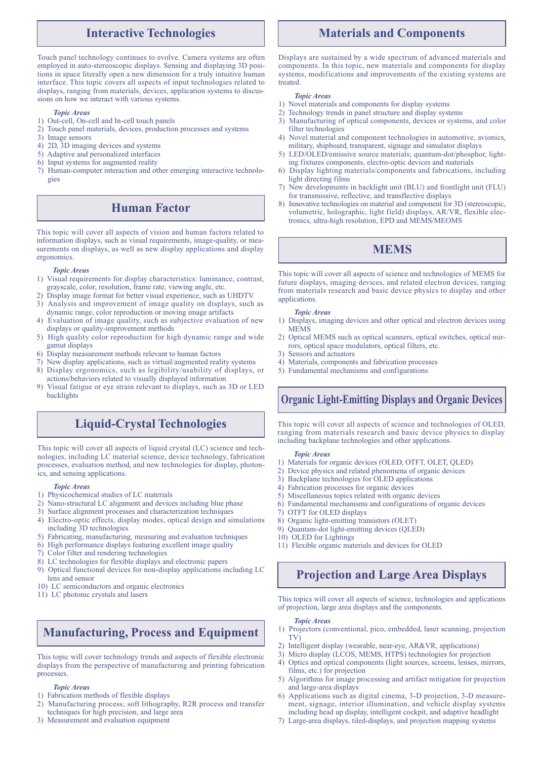## Interactive Technologies

Touch panel technology continues to evolve. Camera systems are often employed in auto-stereoscopic displays. Sensing and displaying 3D positions in space literally open a new dimension for a truly intuitive human interface. This topic covers all aspects of input technologies related to displays, ranging from materials, devices, application systems to discussions on how we interact with various systems.

*Topic Areas*

1) Out-cell, On-cell and In-cell touch panels
2) Touch panel materials, devices, production processes and systems
3) Image sensors
4) 2D, 3D imaging devices and systems
5) Adaptive and personalized interfaces
6) Input systems for augmented reality
7) Human-computer interaction and other emerging interactive technologies

## Human Factor

This topic will cover all aspects of vision and human factors related to information displays, such as visual requirements, image-quality, or measurements on displays, as well as new display applications and display ergonomics.

*Topic Areas*

1) Visual requirements for display characteristics: luminance, contrast, grayscale, color, resolution, frame rate, viewing angle, etc.
2) Display image format for better visual experience, such as UHDTV
3) Analysis and improvement of image quality on displays, such as dynamic range, color reproduction or moving image artifacts
4) Evaluation of image quality, such as subjective evaluation of new displays or quality-improvement methods
5) High quality color reproduction for high dynamic range and wide gamut displays
6) Display measurement methods relevant to human factors
7) New display applications, such as virtual/augmented reality systems
8) Display ergonomics, such as legibility/usability of displays, or actions/behaviors related to visually displayed information
9) Visual fatigue or eye strain relevant to displays, such as 3D or LED backlights

## Liquid-Crystal Technologies

This topic will cover all aspects of liquid crystal (LC) science and technologies, including LC material science, device technology, fabrication processes, evaluation method, and new technologies for display, photonics, and sensing applications.

*Topic Areas*

1) Physicochemical studies of LC materials
2) Nano-structural LC alignment and devices including blue phase
3) Surface alignment processes and characterization techniques
4) Electro-optic effects, display modes, optical design and simulations including 3D technologies
5) Fabricating, manufacturing, measuring and evaluation techniques
6) High performance displays featuring excellent image quality
7) Color filter and rendering technologies
8) LC technologies for flexible displays and electronic papers
9) Optical functional devices for non-display applications including LC lens and sensor
10) LC semiconductors and organic electronics
11) LC photonic crystals and lasers

## Manufacturing, Process and Equipment

This topic will cover technology trends and aspects of flexible electronic displays from the perspective of manufacturing and printing fabrication processes.

*Topic Areas*

1) Fabrication methods of flexible displays
2) Manufacturing process; soft lithography, R2R process and transfer techniques for high precision, and large area
3) Measurement and evaluation equipment

## Materials and Components

Displays are sustained by a wide spectrum of advanced materials and components. In this topic, new materials and components for display systems, modifications and improvements of the existing systems are treated.

*Topic Areas*

1) Novel materials and components for display systems
2) Technology trends in panel structure and display systems
3) Manufacturing of optical components, devices or systems, and color filter technologies
4) Novel material and component technologies in automotive, avionics, military, shipboard, transparent, signage and simulator displays
5) LED/OLED/emissive source materials; quantum-dot/phosphor, lighting fixtures components, electro-optic devices and materials
6) Display lighting materials/components and fabrications, including light directing films
7) New developments in backlight unit (BLU) and frontlight unit (FLU) for transmissive, reflective, and transflective displays
8) Innovative technologies on material and component for 3D (stereoscopic, volumetric, holographic, light field) displays, AR/VR, flexible electronics, ultra-high resolution, EPD and MEMS/MEOMS

## MEMS

This topic will cover all aspects of science and technologies of MEMS for future displays, imaging devices, and related electron devices, ranging from materials research and basic device physics to display and other applications.

*Topic Areas*

1) Displays, imaging devices and other optical and electron devices using MEMS
2) Optical MEMS such as optical scanners, optical switches, optical mirrors, optical space modulators, optical filters, etc.
3) Sensors and actuators
4) Materials, components and fabrication processes
5) Fundamental mechanisms and configurations

## Organic Light-Emitting Displays and Organic Devices

This topic will cover all aspects of science and technologies of OLED, ranging from materials research and basic device physics to display including backplane technologies and other applications.

*Topic Areas*

1) Materials for organic devices (OLED, OTFT, OLET, QLED)
2) Device physics and related phenomena of organic devices
3) Backplane technologies for OLED applications
4) Fabrication processes for organic devices
5) Miscellaneous topics related with organic devices
6) Fundamental mechanisms and configurations of organic devices
7) OTFT for OLED displays
8) Organic light-emitting transistors (OLET)
9) Quantam-dot light-emitting devices (QLED)
10) OLED for Lightings
11) Flexible organic materials and devices for OLED

## Projection and Large Area Displays

This topics will cover all aspects of science, technologies and applications of projection, large area displays and the components.

*Topic Areas*

1) Projectors (conventional, pico, embedded, laser scanning, projection TV)
2) Intelligent display (wearable, near-eye, AR&VR, applications)
3) Micro display (LCOS, MEMS, HTPS) technologies for projection
4) Optics and optical components (light sources, screens, lenses, mirrors, films, etc.) for projection
5) Algorithms for image processing and artifact mitigation for projection and large-area displays
6) Applications such as digital cinema, 3-D projection, 3-D measurement, signage, interior illumination, and vehicle display systems including head up display, intelligent cockpit, and adaptive headlight
7) Large-area displays, tiled-displays, and projection mapping systems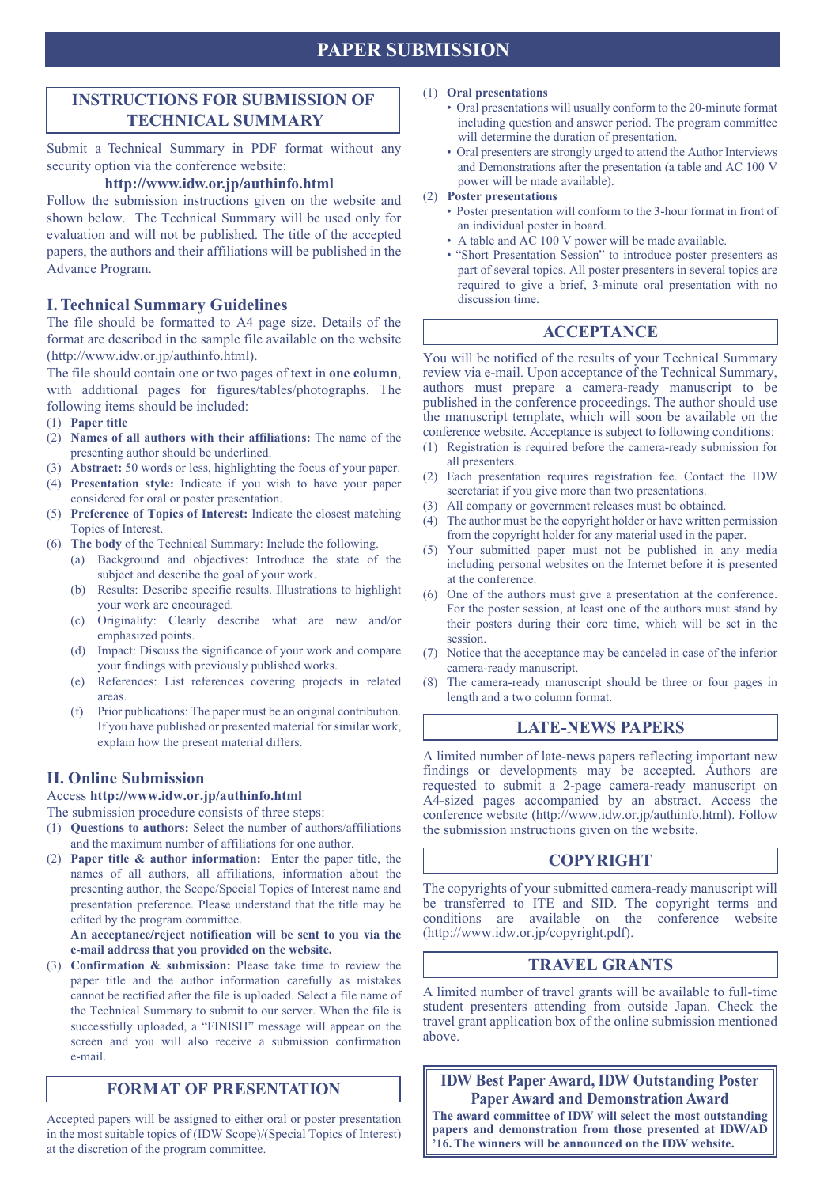# PAPER SUBMISSION

## INSTRUCTIONS FOR SUBMISSION OF TECHNICAL SUMMARY

Submit a Technical Summary in PDF format without any security option via the conference website:

**http://www.idw.or.jp/authinfo.html**

Follow the submission instructions given on the website and shown below. The Technical Summary will be used only for evaluation and will not be published. The title of the accepted papers, the authors and their affiliations will be published in the Advance Program.

### I. Technical Summary Guidelines

The file should be formatted to A4 page size. Details of the format are described in the sample file available on the website (http://www.idw.or.jp/authinfo.html).

The file should contain one or two pages of text in **one column**, with additional pages for figures/tables/photographs. The following items should be included:

(1) **Paper title**

(2) **Names of all authors with their affiliations:** The name of the presenting author should be underlined.

(3) **Abstract:** 50 words or less, highlighting the focus of your paper.

(4) **Presentation style:** Indicate if you wish to have your paper considered for oral or poster presentation.

(5) **Preference of Topics of Interest:** Indicate the closest matching Topics of Interest.

(6) **The body** of the Technical Summary: Include the following.
- (a) Background and objectives: Introduce the state of the subject and describe the goal of your work.
- (b) Results: Describe specific results. Illustrations to highlight your work are encouraged.
- (c) Originality: Clearly describe what are new and/or emphasized points.
- (d) Impact: Discuss the significance of your work and compare your findings with previously published works.
- (e) References: List references covering projects in related areas.
- (f) Prior publications: The paper must be an original contribution. If you have published or presented material for similar work, explain how the present material differs.

### II. Online Submission

Access **http://www.idw.or.jp/authinfo.html**

The submission procedure consists of three steps:

(1) **Questions to authors:** Select the number of authors/affiliations and the maximum number of affiliations for one author.

(2) **Paper title & author information:** Enter the paper title, the names of all authors, all affiliations, information about the presenting author, the Scope/Special Topics of Interest name and presentation preference. Please understand that the title may be edited by the program committee.

**An acceptance/reject notification will be sent to you via the e-mail address that you provided on the website.**

(3) **Confirmation & submission:** Please take time to review the paper title and the author information carefully as mistakes cannot be rectified after the file is uploaded. Select a file name of the Technical Summary to submit to our server. When the file is successfully uploaded, a "FINISH" message will appear on the screen and you will also receive a submission confirmation e-mail.

## FORMAT OF PRESENTATION

Accepted papers will be assigned to either oral or poster presentation in the most suitable topics of (IDW Scope)/(Special Topics of Interest) at the discretion of the program committee.

(1) **Oral presentations**
- Oral presentations will usually conform to the 20-minute format including question and answer period. The program committee will determine the duration of presentation.
- Oral presenters are strongly urged to attend the Author Interviews and Demonstrations after the presentation (a table and AC 100 V power will be made available).

(2) **Poster presentations**
- Poster presentation will conform to the 3-hour format in front of an individual poster in board.
- A table and AC 100 V power will be made available.
- "Short Presentation Session" to introduce poster presenters as part of several topics. All poster presenters in several topics are required to give a brief, 3-minute oral presentation with no discussion time.

## ACCEPTANCE

You will be notified of the results of your Technical Summary review via e-mail. Upon acceptance of the Technical Summary, authors must prepare a camera-ready manuscript to be published in the conference proceedings. The author should use the manuscript template, which will soon be available on the conference website. Acceptance is subject to following conditions:

(1) Registration is required before the camera-ready submission for all presenters.

(2) Each presentation requires registration fee. Contact the IDW secretariat if you give more than two presentations.

(3) All company or government releases must be obtained.

(4) The author must be the copyright holder or have written permission from the copyright holder for any material used in the paper.

(5) Your submitted paper must not be published in any media including personal websites on the Internet before it is presented at the conference.

(6) One of the authors must give a presentation at the conference. For the poster session, at least one of the authors must stand by their posters during their core time, which will be set in the session.

(7) Notice that the acceptance may be canceled in case of the inferior camera-ready manuscript.

(8) The camera-ready manuscript should be three or four pages in length and a two column format.

## LATE-NEWS PAPERS

A limited number of late-news papers reflecting important new findings or developments may be accepted. Authors are requested to submit a 2-page camera-ready manuscript on A4-sized pages accompanied by an abstract. Access the conference website (http://www.idw.or.jp/authinfo.html). Follow the submission instructions given on the website.

## COPYRIGHT

The copyrights of your submitted camera-ready manuscript will be transferred to ITE and SID. The copyright terms and conditions are available on the conference website (http://www.idw.or.jp/copyright.pdf).

## TRAVEL GRANTS

A limited number of travel grants will be available to full-time student presenters attending from outside Japan. Check the travel grant application box of the online submission mentioned above.

## IDW Best Paper Award, IDW Outstanding Poster Paper Award and Demonstration Award

**The award committee of IDW will select the most outstanding papers and demonstration from those presented at IDW/AD '16. The winners will be announced on the IDW website.**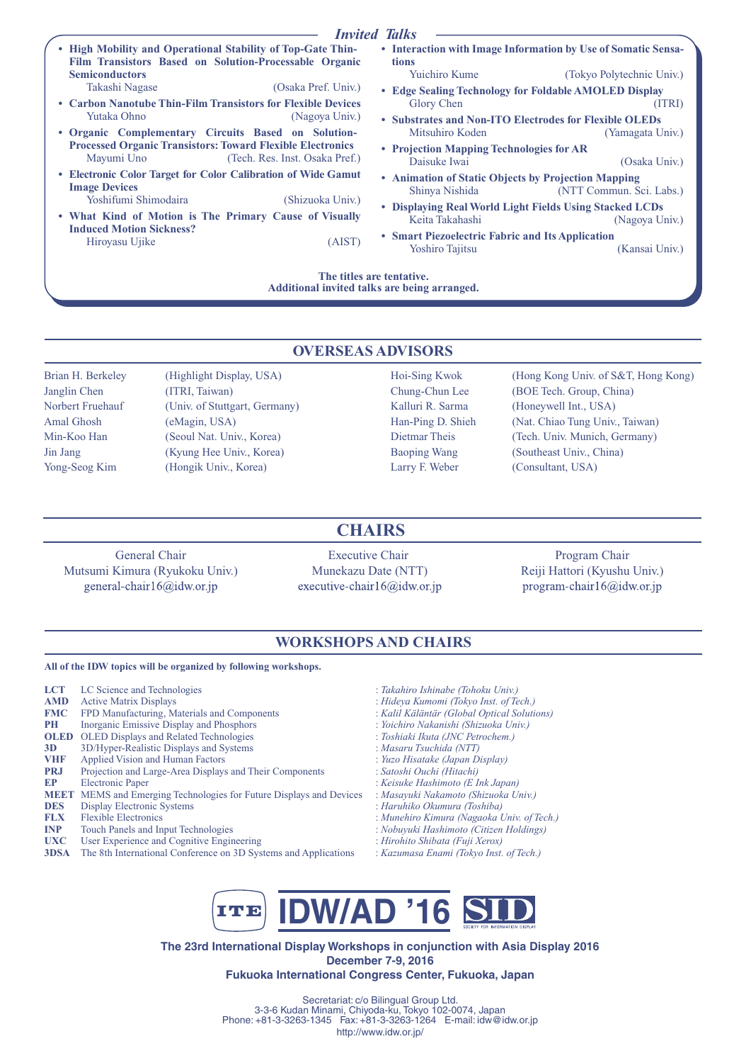## *Invited Talks*

- **High Mobility and Operational Stability of Top-Gate Thin-Film Transistors Based on Solution-Processable Organic Semiconductors**
  Takashi Nagase (Osaka Pref. Univ.)
- **Carbon Nanotube Thin-Film Transistors for Flexible Devices**
  Yutaka Ohno (Nagoya Univ.)
- **Organic Complementary Circuits Based on Solution-Processed Organic Transistors: Toward Flexible Electronics**
  Mayumi Uno (Tech. Res. Inst. Osaka Pref.)
- **Electronic Color Target for Color Calibration of Wide Gamut Image Devices**
  Yoshifumi Shimodaira (Shizuoka Univ.)
- **What Kind of Motion is The Primary Cause of Visually Induced Motion Sickness?**
  Hiroyasu Ujike (AIST)
- **Interaction with Image Information by Use of Somatic Sensations**
  Yuichiro Kume (Tokyo Polytechnic Univ.)
- **Edge Sealing Technology for Foldable AMOLED Display**
  Glory Chen (ITRI)
- **Substrates and Non-ITO Electrodes for Flexible OLEDs**
  Mitsuhiro Koden (Yamagata Univ.)
- **Projection Mapping Technologies for AR**
  Daisuke Iwai (Osaka Univ.)
- **Animation of Static Objects by Projection Mapping**
  Shinya Nishida (NTT Commun. Sci. Labs.)
- **Displaying Real World Light Fields Using Stacked LCDs**
  Keita Takahashi (Nagoya Univ.)
- **Smart Piezoelectric Fabric and Its Application**
  Yoshiro Tajitsu (Kansai Univ.)

**The titles are tentative.**
**Additional invited talks are being arranged.**

## OVERSEAS ADVISORS

| | |
|---|---|
| Brian H. Berkeley | (Highlight Display, USA) |
| Janglin Chen | (ITRI, Taiwan) |
| Norbert Fruehauf | (Univ. of Stuttgart, Germany) |
| Amal Ghosh | (eMagin, USA) |
| Min-Koo Han | (Seoul Nat. Univ., Korea) |
| Jin Jang | (Kyung Hee Univ., Korea) |
| Yong-Seog Kim | (Hongik Univ., Korea) |
| Hoi-Sing Kwok | (Hong Kong Univ. of S&T, Hong Kong) |
| Chung-Chun Lee | (BOE Tech. Group, China) |
| Kalluri R. Sarma | (Honeywell Int., USA) |
| Han-Ping D. Shieh | (Nat. Chiao Tung Univ., Taiwan) |
| Dietmar Theis | (Tech. Univ. Munich, Germany) |
| Baoping Wang | (Southeast Univ., China) |
| Larry F. Weber | (Consultant, USA) |

## CHAIRS

General Chair
Mutsumi Kimura (Ryukoku Univ.)
general-chair16@idw.or.jp

Executive Chair
Munekazu Date (NTT)
executive-chair16@idw.or.jp

Program Chair
Reiji Hattori (Kyushu Univ.)
program-chair16@idw.or.jp

## WORKSHOPS AND CHAIRS

**All of the IDW topics will be organized by following workshops.**

| | | |
|---|---|---|
| **LCT** | LC Science and Technologies | : *Takahiro Ishinabe (Tohoku Univ.)* |
| **AMD** | Active Matrix Displays | : *Hideya Kumomi (Tokyo Inst. of Tech.)* |
| **FMC** | FPD Manufacturing, Materials and Components | : *Kalil Käläntär (Global Optical Solutions)* |
| **PH** | Inorganic Emissive Display and Phosphors | : *Yoichiro Nakanishi (Shizuoka Univ.)* |
| **OLED** | OLED Displays and Related Technologies | : *Toshiaki Ikuta (JNC Petrochem.)* |
| **3D** | 3D/Hyper-Realistic Displays and Systems | : *Masaru Tsuchida (NTT)* |
| **VHF** | Applied Vision and Human Factors | : *Yuzo Hisatake (Japan Display)* |
| **PRJ** | Projection and Large-Area Displays and Their Components | : *Satoshi Ouchi (Hitachi)* |
| **EP** | Electronic Paper | : *Keisuke Hashimoto (E Ink Japan)* |
| **MEET** | MEMS and Emerging Technologies for Future Displays and Devices | : *Masayuki Nakamoto (Shizuoka Univ.)* |
| **DES** | Display Electronic Systems | : *Haruhiko Okumura (Toshiba)* |
| **FLX** | Flexible Electronics | : *Munehiro Kimura (Nagaoka Univ. of Tech.)* |
| **INP** | Touch Panels and Input Technologies | : *Nobuyuki Hashimoto (Citizen Holdings)* |
| **UXC** | User Experience and Cognitive Engineering | : *Hirohito Shibata (Fuji Xerox)* |
| **3DSA** | The 8th International Conference on 3D Systems and Applications | : *Kazumasa Enami (Tokyo Inst. of Tech.)* |

ITE **IDW/AD '16** SID

**The 23rd International Display Workshops in conjunction with Asia Display 2016**
**December 7-9, 2016**
**Fukuoka International Congress Center, Fukuoka, Japan**

Secretariat: c/o Bilingual Group Ltd.
3-3-6 Kudan Minami, Chiyoda-ku, Tokyo 102-0074, Japan
Phone: +81-3-3263-1345 Fax: +81-3-3263-1264 E-mail: idw@idw.or.jp
http://www.idw.or.jp/